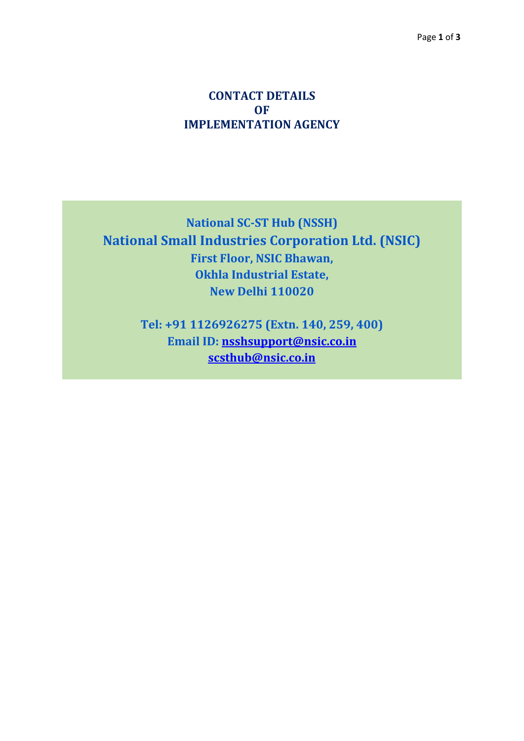# CONTACT DETAILS OF IMPLEMENTATION AGENCY

**National SC-ST Hub (NSSH)**

**National Small Industries Corporation Ltd. (NSIC)**

**First Floor, NSIC Bhawan,**
**Okhla Industrial Estate,**
**New Delhi 110020**

**Tel: +91 1126926275 (Extn. 140, 259, 400)**

**Email ID: nsshsupport@nsic.co.in**
**scsthub@nsic.co.in**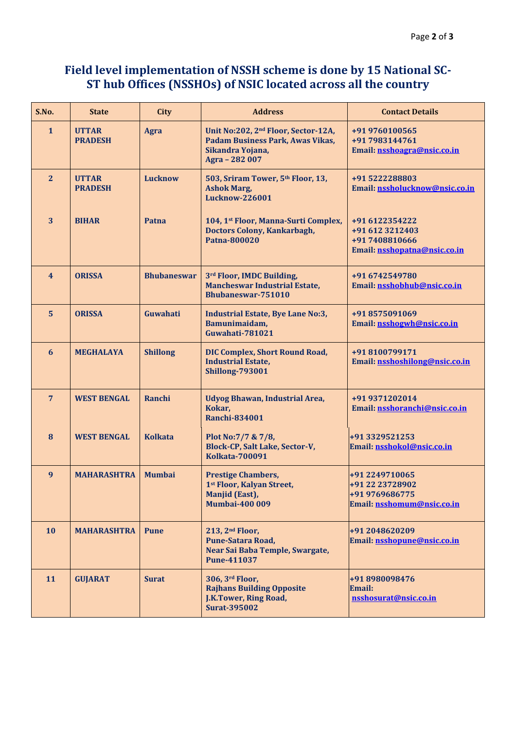## Field level implementation of NSSH scheme is done by 15 National SC-ST hub Offices (NSSHOs) of NSIC located across all the country

| S.No. | State | City | Address | Contact Details |
|---|---|---|---|---|
| 1 | UTTAR PRADESH | Agra | Unit No:202, 2nd Floor, Sector-12A, Padam Business Park, Awas Vikas, Sikandra Yojana, Agra – 282 007 | +91 9760100565<br>+91 7983144761<br>Email: nsshoagra@nsic.co.in |
| 2 | UTTAR PRADESH | Lucknow | 503, Sriram Tower, 5th Floor, 13, Ashok Marg, Lucknow-226001 | +91 5222288803<br>Email: nssholucknow@nsic.co.in |
| 3 | BIHAR | Patna | 104, 1st Floor, Manna-Surti Complex, Doctors Colony, Kankarbagh, Patna-800020 | +91 6122354222<br>+91 612 3212403<br>+91 7408810666<br>Email: nsshopatna@nsic.co.in |
| 4 | ORISSA | Bhubaneswar | 3rd Floor, IMDC Building, Mancheswar Industrial Estate, Bhubaneswar-751010 | +91 6742549780<br>Email: nsshobhub@nsic.co.in |
| 5 | ORISSA | Guwahati | Industrial Estate, Bye Lane No:3, Bamunimaidam, Guwahati-781021 | +91 8575091069<br>Email: nsshogwh@nsic.co.in |
| 6 | MEGHALAYA | Shillong | DIC Complex, Short Round Road, Industrial Estate, Shillong-793001 | +91 8100799171<br>Email: nsshoshilong@nsic.co.in |
| 7 | WEST BENGAL | Ranchi | Udyog Bhawan, Industrial Area, Kokar, Ranchi-834001 | +91 9371202014<br>Email: nsshoranchi@nsic.co.in |
| 8 | WEST BENGAL | Kolkata | Plot No:7/7 & 7/8, Block-CP, Salt Lake, Sector-V, Kolkata-700091 | +91 3329521253<br>Email: nsshokol@nsic.co.in |
| 9 | MAHARASHTRA | Mumbai | Prestige Chambers, 1st Floor, Kalyan Street, Manjid (East), Mumbai-400 009 | +91 2249710065<br>+91 22 23728902<br>+91 9769686775<br>Email: nsshomum@nsic.co.in |
| 10 | MAHARASHTRA | Pune | 213, 2nd Floor, Pune-Satara Road, Near Sai Baba Temple, Swargate, Pune-411037 | +91 2048620209<br>Email: nsshopune@nsic.co.in |
| 11 | GUJARAT | Surat | 306, 3rd Floor, Rajhans Building Opposite J.K.Tower, Ring Road, Surat-395002 | +91 8980098476<br>Email: nsshosurat@nsic.co.in |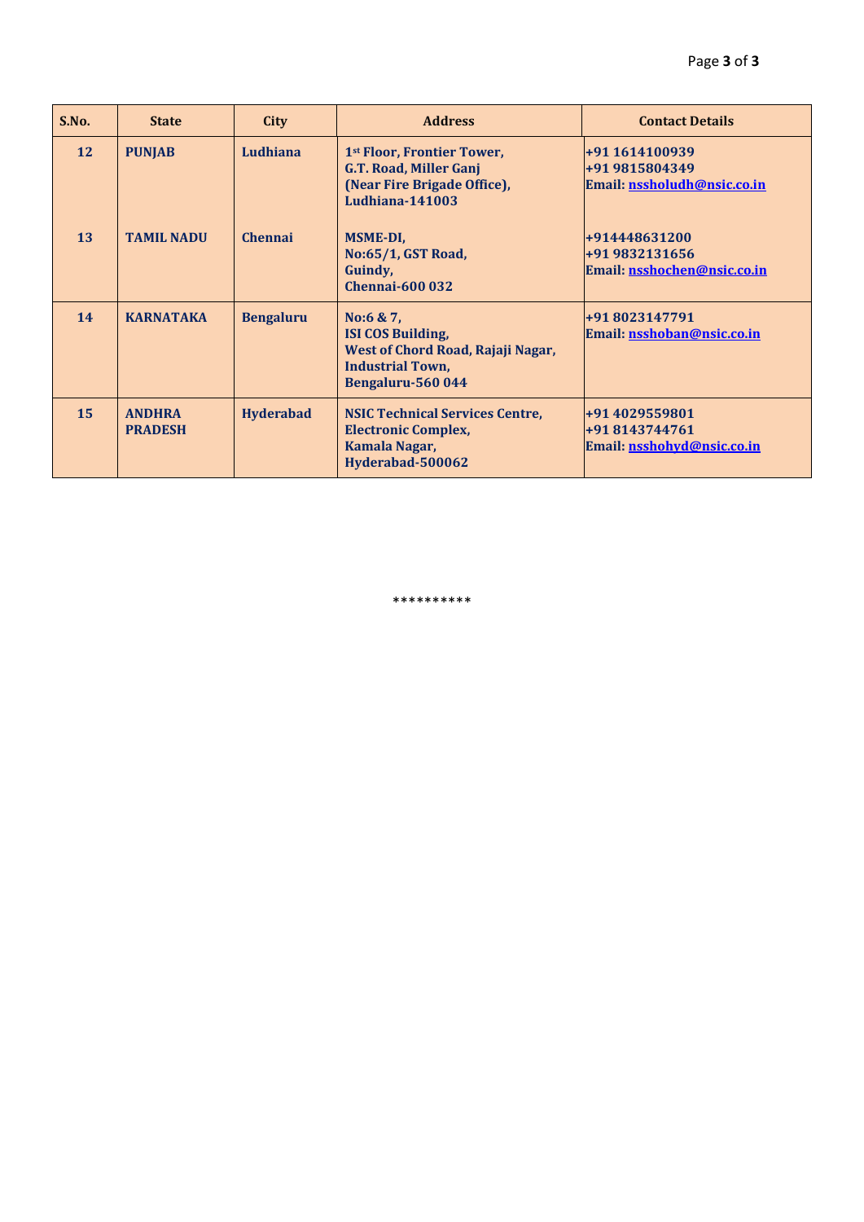| S.No. | State | City | Address | Contact Details |
|---|---|---|---|---|
| 12 | PUNJAB | Ludhiana | 1st Floor, Frontier Tower, G.T. Road, Miller Ganj (Near Fire Brigade Office), Ludhiana-141003 | +91 1614100939 +91 9815804349 Email: nssholudh@nsic.co.in |
| 13 | TAMIL NADU | Chennai | MSME-DI, No:65/1, GST Road, Guindy, Chennai-600 032 | +914448631200 +91 9832131656 Email: nsshochen@nsic.co.in |
| 14 | KARNATAKA | Bengaluru | No:6 & 7, ISI COS Building, West of Chord Road, Rajaji Nagar, Industrial Town, Bengaluru-560 044 | +91 8023147791 Email: nsshoban@nsic.co.in |
| 15 | ANDHRA PRADESH | Hyderabad | NSIC Technical Services Centre, Electronic Complex, Kamala Nagar, Hyderabad-500062 | +91 4029559801 +91 8143744761 Email: nsshohyd@nsic.co.in |

**********